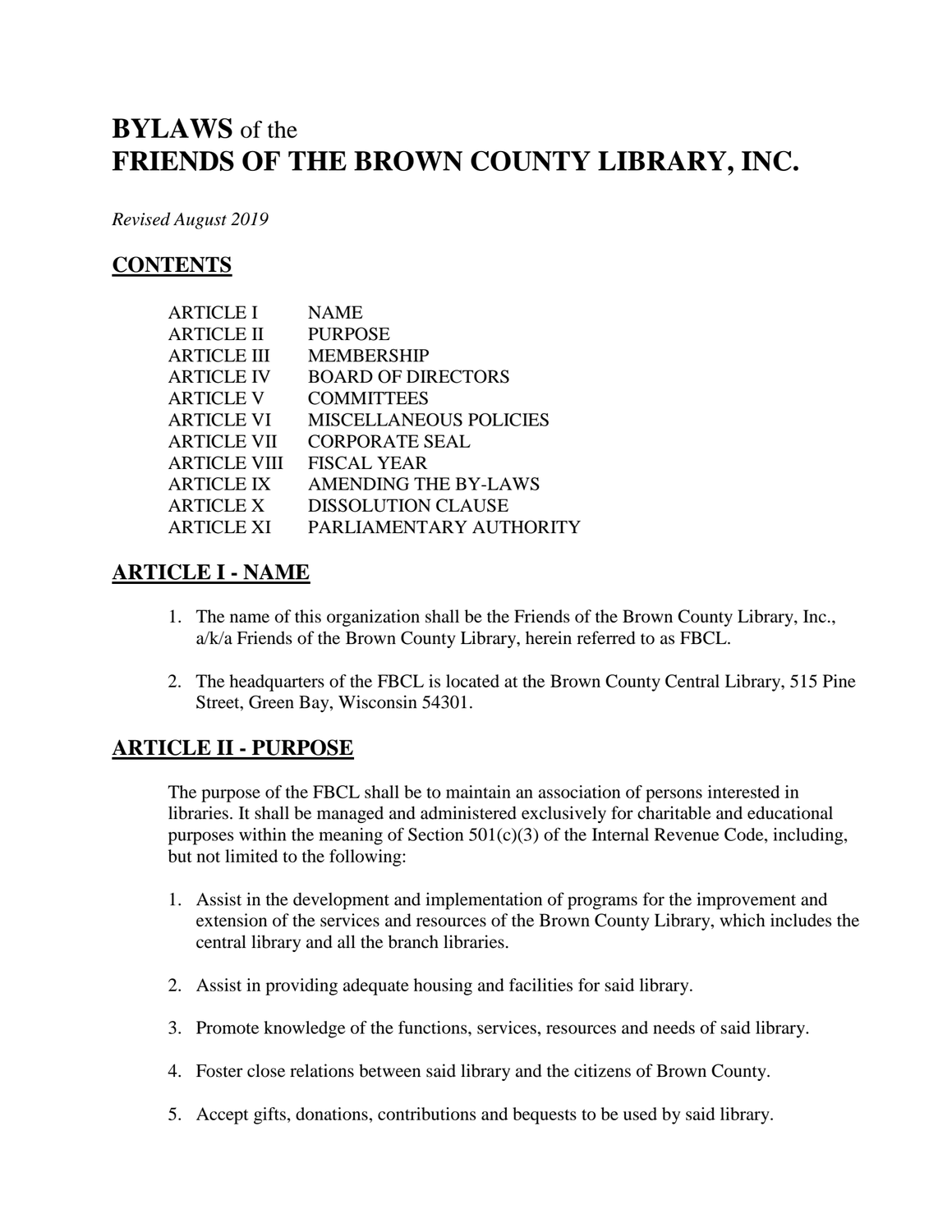# **BYLAWS** of the
# **FRIENDS OF THE BROWN COUNTY LIBRARY, INC.**

*Revised August 2019*

## CONTENTS

| | |
|---|---|
| ARTICLE I | NAME |
| ARTICLE II | PURPOSE |
| ARTICLE III | MEMBERSHIP |
| ARTICLE IV | BOARD OF DIRECTORS |
| ARTICLE V | COMMITTEES |
| ARTICLE VI | MISCELLANEOUS POLICIES |
| ARTICLE VII | CORPORATE SEAL |
| ARTICLE VIII | FISCAL YEAR |
| ARTICLE IX | AMENDING THE BY-LAWS |
| ARTICLE X | DISSOLUTION CLAUSE |
| ARTICLE XI | PARLIAMENTARY AUTHORITY |

## ARTICLE I - NAME

1. The name of this organization shall be the Friends of the Brown County Library, Inc., a/k/a Friends of the Brown County Library, herein referred to as FBCL.

2. The headquarters of the FBCL is located at the Brown County Central Library, 515 Pine Street, Green Bay, Wisconsin 54301.

## ARTICLE II - PURPOSE

The purpose of the FBCL shall be to maintain an association of persons interested in libraries. It shall be managed and administered exclusively for charitable and educational purposes within the meaning of Section 501(c)(3) of the Internal Revenue Code, including, but not limited to the following:

1. Assist in the development and implementation of programs for the improvement and extension of the services and resources of the Brown County Library, which includes the central library and all the branch libraries.

2. Assist in providing adequate housing and facilities for said library.

3. Promote knowledge of the functions, services, resources and needs of said library.

4. Foster close relations between said library and the citizens of Brown County.

5. Accept gifts, donations, contributions and bequests to be used by said library.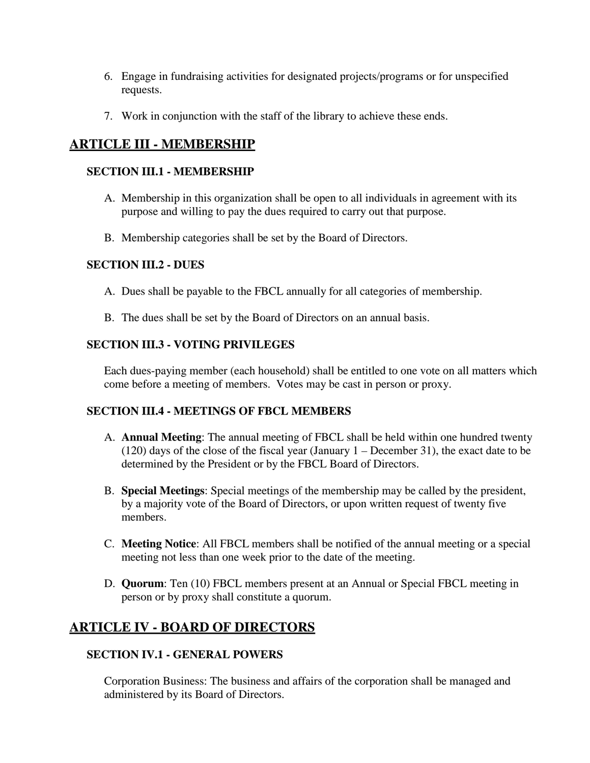6. Engage in fundraising activities for designated projects/programs or for unspecified requests.

7. Work in conjunction with the staff of the library to achieve these ends.

## ARTICLE III - MEMBERSHIP

### SECTION III.1 - MEMBERSHIP

A. Membership in this organization shall be open to all individuals in agreement with its purpose and willing to pay the dues required to carry out that purpose.

B. Membership categories shall be set by the Board of Directors.

### SECTION III.2 - DUES

A. Dues shall be payable to the FBCL annually for all categories of membership.

B. The dues shall be set by the Board of Directors on an annual basis.

### SECTION III.3 - VOTING PRIVILEGES

Each dues-paying member (each household) shall be entitled to one vote on all matters which come before a meeting of members. Votes may be cast in person or proxy.

### SECTION III.4 - MEETINGS OF FBCL MEMBERS

A. **Annual Meeting**: The annual meeting of FBCL shall be held within one hundred twenty (120) days of the close of the fiscal year (January 1 – December 31), the exact date to be determined by the President or by the FBCL Board of Directors.

B. **Special Meetings**: Special meetings of the membership may be called by the president, by a majority vote of the Board of Directors, or upon written request of twenty five members.

C. **Meeting Notice**: All FBCL members shall be notified of the annual meeting or a special meeting not less than one week prior to the date of the meeting.

D. **Quorum**: Ten (10) FBCL members present at an Annual or Special FBCL meeting in person or by proxy shall constitute a quorum.

## ARTICLE IV - BOARD OF DIRECTORS

### SECTION IV.1 - GENERAL POWERS

Corporation Business: The business and affairs of the corporation shall be managed and administered by its Board of Directors.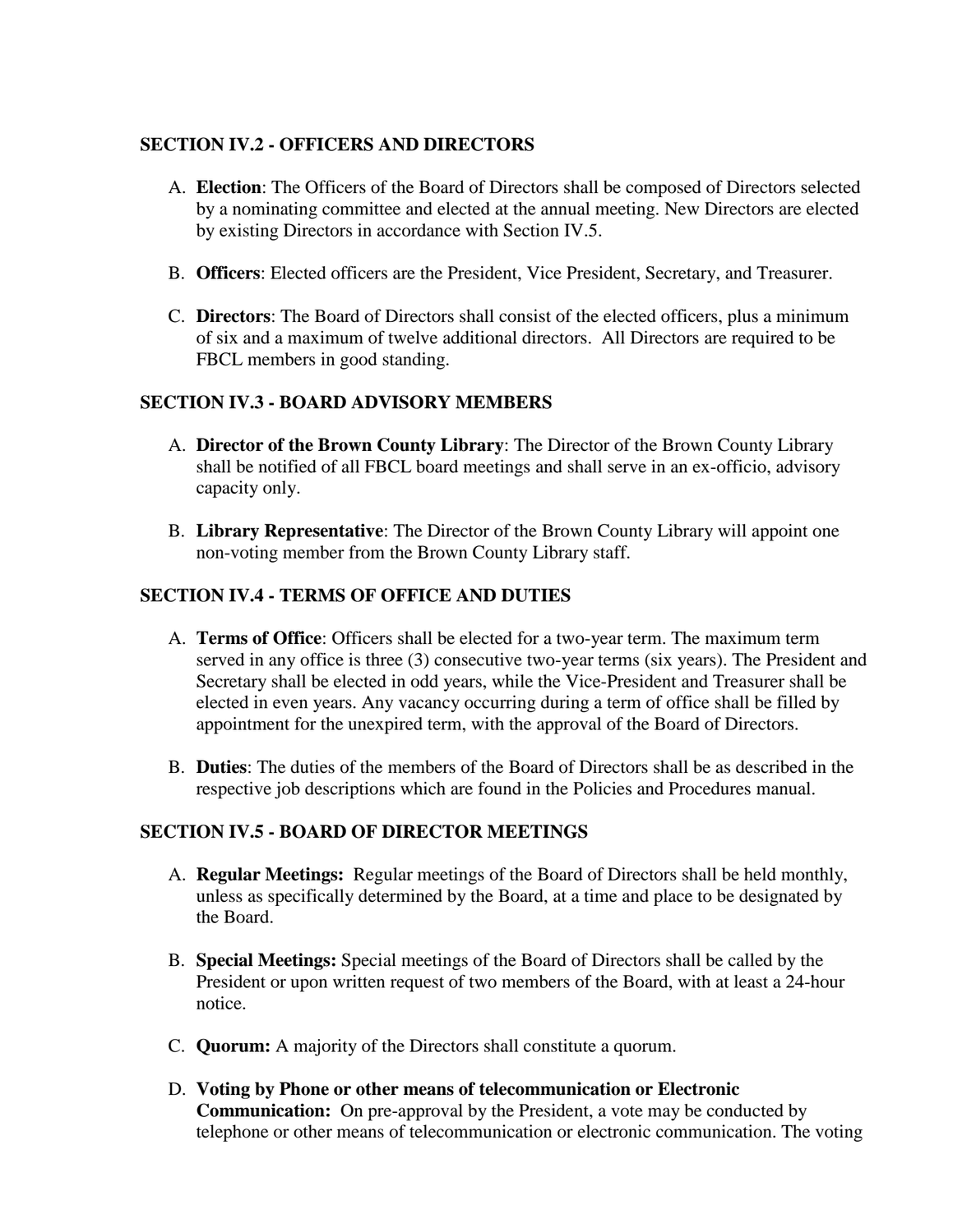### SECTION IV.2 - OFFICERS AND DIRECTORS

A. **Election**: The Officers of the Board of Directors shall be composed of Directors selected by a nominating committee and elected at the annual meeting. New Directors are elected by existing Directors in accordance with Section IV.5.

B. **Officers**: Elected officers are the President, Vice President, Secretary, and Treasurer.

C. **Directors**: The Board of Directors shall consist of the elected officers, plus a minimum of six and a maximum of twelve additional directors. All Directors are required to be FBCL members in good standing.

### SECTION IV.3 - BOARD ADVISORY MEMBERS

A. **Director of the Brown County Library**: The Director of the Brown County Library shall be notified of all FBCL board meetings and shall serve in an ex-officio, advisory capacity only.

B. **Library Representative**: The Director of the Brown County Library will appoint one non-voting member from the Brown County Library staff.

### SECTION IV.4 - TERMS OF OFFICE AND DUTIES

A. **Terms of Office**: Officers shall be elected for a two-year term. The maximum term served in any office is three (3) consecutive two-year terms (six years). The President and Secretary shall be elected in odd years, while the Vice-President and Treasurer shall be elected in even years. Any vacancy occurring during a term of office shall be filled by appointment for the unexpired term, with the approval of the Board of Directors.

B. **Duties**: The duties of the members of the Board of Directors shall be as described in the respective job descriptions which are found in the Policies and Procedures manual.

### SECTION IV.5 - BOARD OF DIRECTOR MEETINGS

A. **Regular Meetings:** Regular meetings of the Board of Directors shall be held monthly, unless as specifically determined by the Board, at a time and place to be designated by the Board.

B. **Special Meetings:** Special meetings of the Board of Directors shall be called by the President or upon written request of two members of the Board, with at least a 24-hour notice.

C. **Quorum:** A majority of the Directors shall constitute a quorum.

D. **Voting by Phone or other means of telecommunication or Electronic Communication:** On pre-approval by the President, a vote may be conducted by telephone or other means of telecommunication or electronic communication. The voting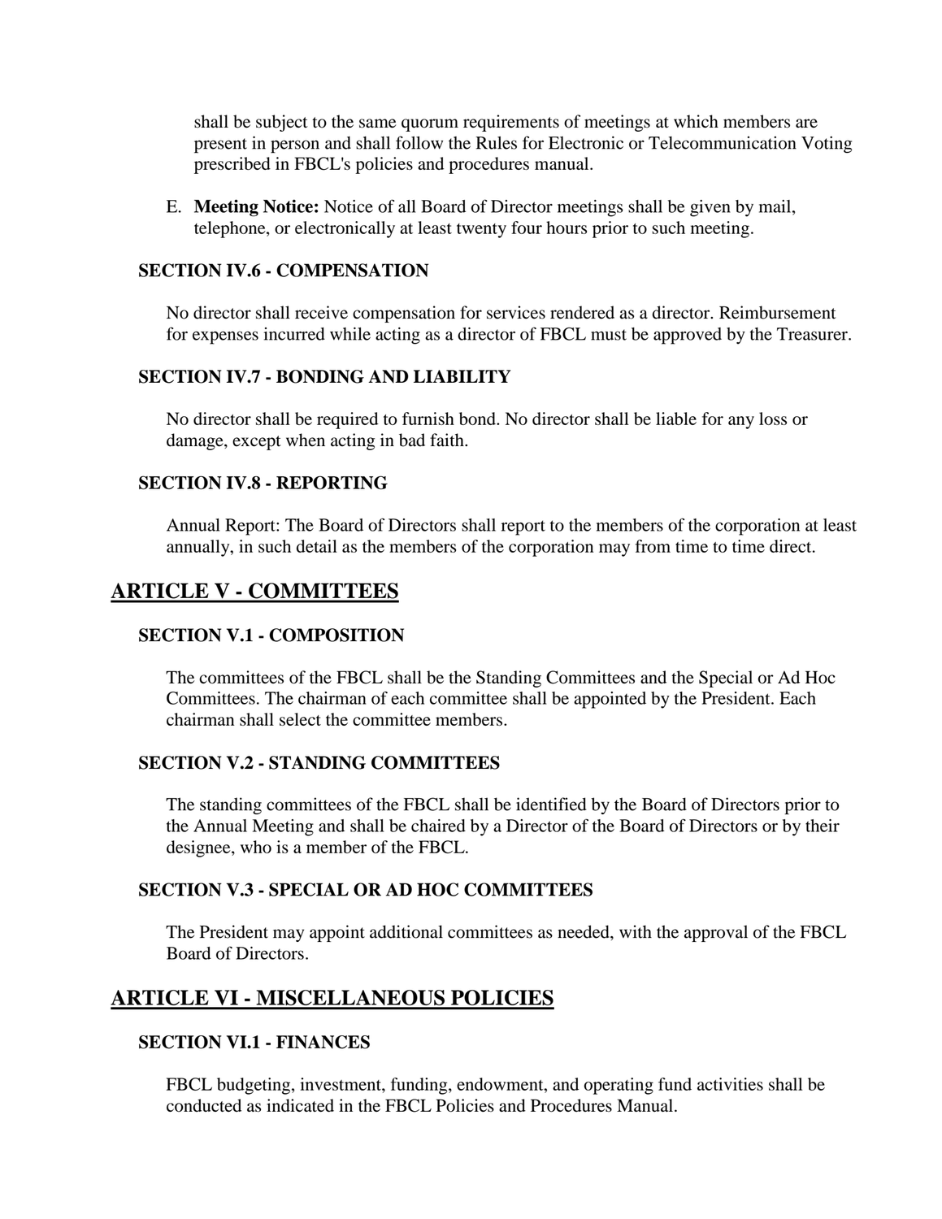shall be subject to the same quorum requirements of meetings at which members are present in person and shall follow the Rules for Electronic or Telecommunication Voting prescribed in FBCL's policies and procedures manual.

E. **Meeting Notice:** Notice of all Board of Director meetings shall be given by mail, telephone, or electronically at least twenty four hours prior to such meeting.

### SECTION IV.6 - COMPENSATION

No director shall receive compensation for services rendered as a director. Reimbursement for expenses incurred while acting as a director of FBCL must be approved by the Treasurer.

### SECTION IV.7 - BONDING AND LIABILITY

No director shall be required to furnish bond. No director shall be liable for any loss or damage, except when acting in bad faith.

### SECTION IV.8 - REPORTING

Annual Report: The Board of Directors shall report to the members of the corporation at least annually, in such detail as the members of the corporation may from time to time direct.

## ARTICLE V - COMMITTEES

### SECTION V.1 - COMPOSITION

The committees of the FBCL shall be the Standing Committees and the Special or Ad Hoc Committees. The chairman of each committee shall be appointed by the President. Each chairman shall select the committee members.

### SECTION V.2 - STANDING COMMITTEES

The standing committees of the FBCL shall be identified by the Board of Directors prior to the Annual Meeting and shall be chaired by a Director of the Board of Directors or by their designee, who is a member of the FBCL.

### SECTION V.3 - SPECIAL OR AD HOC COMMITTEES

The President may appoint additional committees as needed, with the approval of the FBCL Board of Directors.

## ARTICLE VI - MISCELLANEOUS POLICIES

### SECTION VI.1 - FINANCES

FBCL budgeting, investment, funding, endowment, and operating fund activities shall be conducted as indicated in the FBCL Policies and Procedures Manual.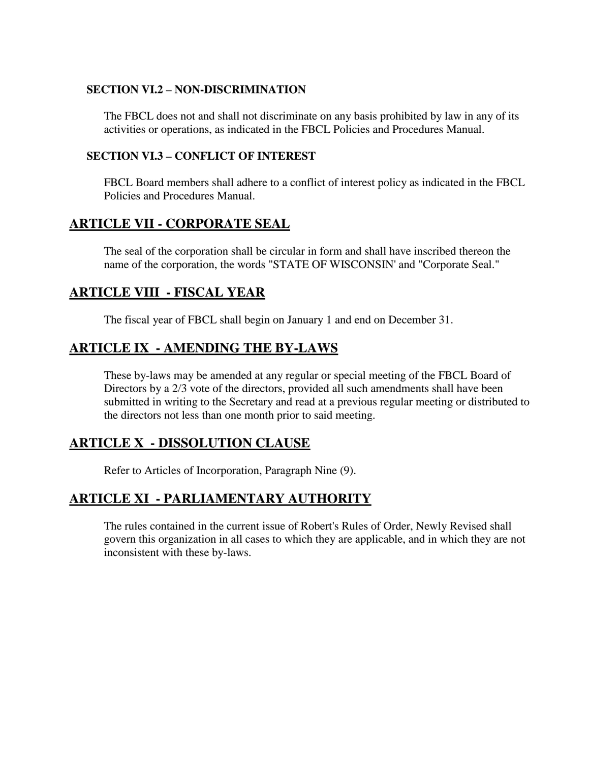### SECTION VI.2 – NON-DISCRIMINATION

The FBCL does not and shall not discriminate on any basis prohibited by law in any of its activities or operations, as indicated in the FBCL Policies and Procedures Manual.

### SECTION VI.3 – CONFLICT OF INTEREST

FBCL Board members shall adhere to a conflict of interest policy as indicated in the FBCL Policies and Procedures Manual.

## ARTICLE VII - CORPORATE SEAL

The seal of the corporation shall be circular in form and shall have inscribed thereon the name of the corporation, the words "STATE OF WISCONSIN' and "Corporate Seal."

## ARTICLE VIII - FISCAL YEAR

The fiscal year of FBCL shall begin on January 1 and end on December 31.

## ARTICLE IX - AMENDING THE BY-LAWS

These by-laws may be amended at any regular or special meeting of the FBCL Board of Directors by a 2/3 vote of the directors, provided all such amendments shall have been submitted in writing to the Secretary and read at a previous regular meeting or distributed to the directors not less than one month prior to said meeting.

## ARTICLE X - DISSOLUTION CLAUSE

Refer to Articles of Incorporation, Paragraph Nine (9).

## ARTICLE XI - PARLIAMENTARY AUTHORITY

The rules contained in the current issue of Robert's Rules of Order, Newly Revised shall govern this organization in all cases to which they are applicable, and in which they are not inconsistent with these by-laws.